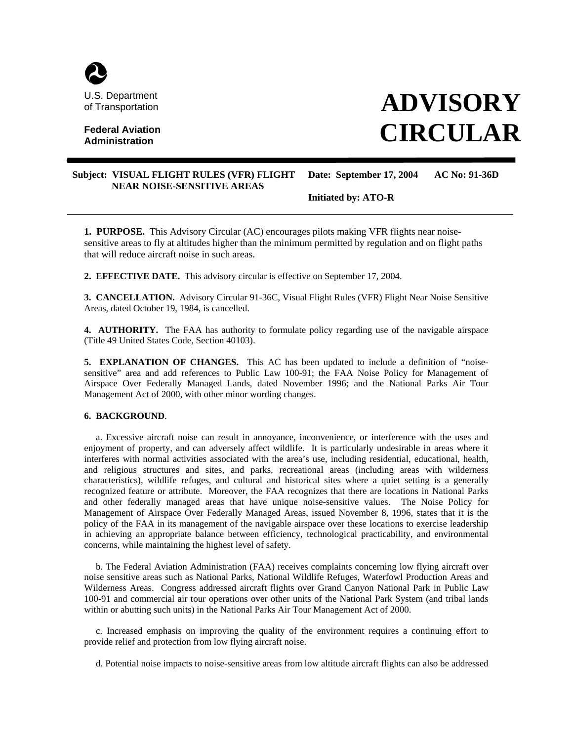U.S. Department of Transportation

**Federal Aviation Administration**

# ADVISORY CIRCULAR

**Subject: VISUAL FLIGHT RULES (VFR) FLIGHT NEAR NOISE-SENSITIVE AREAS**

**Date: September 17, 2004**

**AC No: 91-36D**

**Initiated by: ATO-R**

---

**1. PURPOSE.** This Advisory Circular (AC) encourages pilots making VFR flights near noise-sensitive areas to fly at altitudes higher than the minimum permitted by regulation and on flight paths that will reduce aircraft noise in such areas.

**2. EFFECTIVE DATE.** This advisory circular is effective on September 17, 2004.

**3. CANCELLATION.** Advisory Circular 91-36C, Visual Flight Rules (VFR) Flight Near Noise Sensitive Areas, dated October 19, 1984, is cancelled.

**4. AUTHORITY.** The FAA has authority to formulate policy regarding use of the navigable airspace (Title 49 United States Code, Section 40103).

**5. EXPLANATION OF CHANGES.** This AC has been updated to include a definition of "noise-sensitive" area and add references to Public Law 100-91; the FAA Noise Policy for Management of Airspace Over Federally Managed Lands, dated November 1996; and the National Parks Air Tour Management Act of 2000, with other minor wording changes.

**6. BACKGROUND**.

a. Excessive aircraft noise can result in annoyance, inconvenience, or interference with the uses and enjoyment of property, and can adversely affect wildlife. It is particularly undesirable in areas where it interferes with normal activities associated with the area's use, including residential, educational, health, and religious structures and sites, and parks, recreational areas (including areas with wilderness characteristics), wildlife refuges, and cultural and historical sites where a quiet setting is a generally recognized feature or attribute. Moreover, the FAA recognizes that there are locations in National Parks and other federally managed areas that have unique noise-sensitive values. The Noise Policy for Management of Airspace Over Federally Managed Areas, issued November 8, 1996, states that it is the policy of the FAA in its management of the navigable airspace over these locations to exercise leadership in achieving an appropriate balance between efficiency, technological practicability, and environmental concerns, while maintaining the highest level of safety.

b. The Federal Aviation Administration (FAA) receives complaints concerning low flying aircraft over noise sensitive areas such as National Parks, National Wildlife Refuges, Waterfowl Production Areas and Wilderness Areas. Congress addressed aircraft flights over Grand Canyon National Park in Public Law 100-91 and commercial air tour operations over other units of the National Park System (and tribal lands within or abutting such units) in the National Parks Air Tour Management Act of 2000.

c. Increased emphasis on improving the quality of the environment requires a continuing effort to provide relief and protection from low flying aircraft noise.

d. Potential noise impacts to noise-sensitive areas from low altitude aircraft flights can also be addressed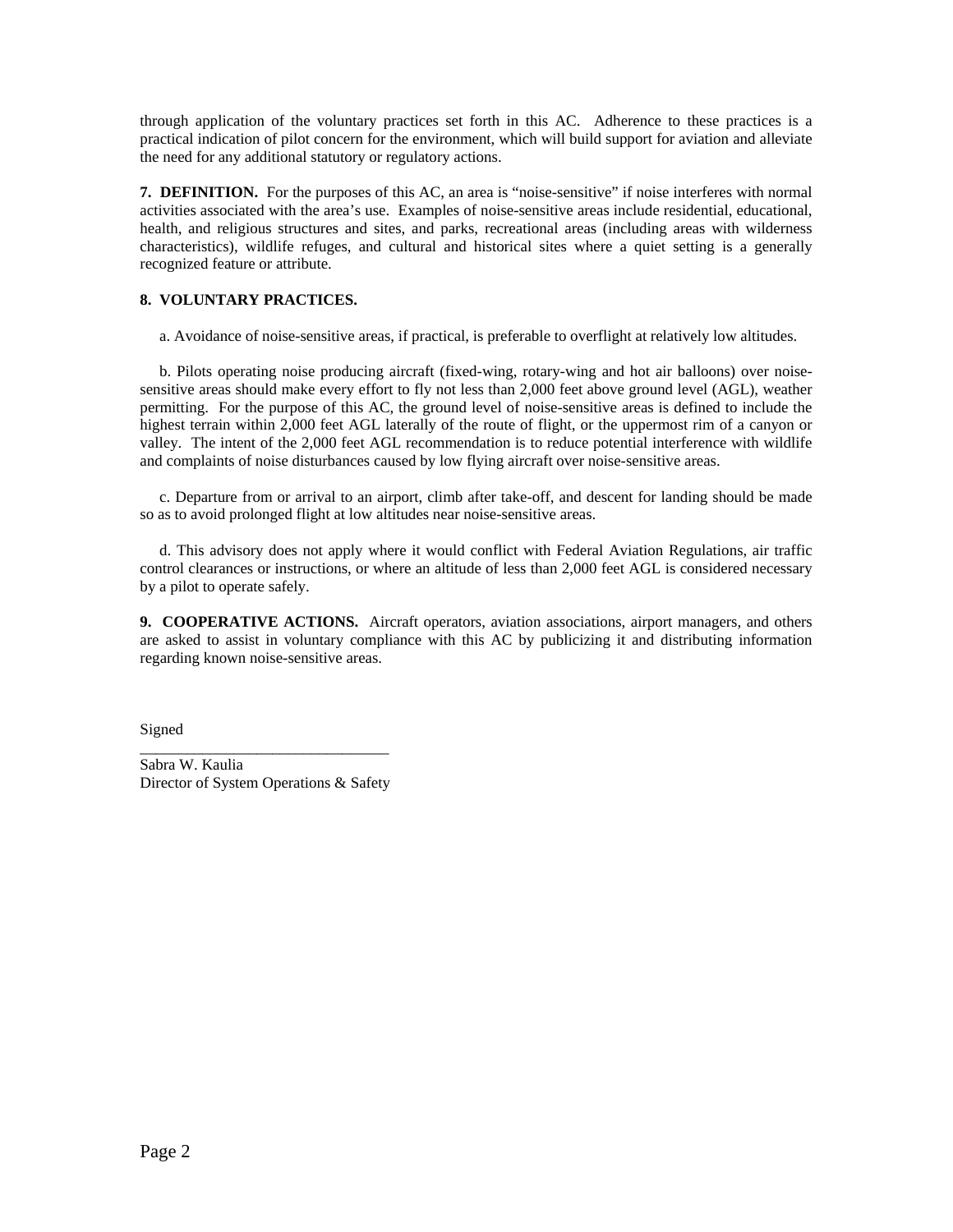through application of the voluntary practices set forth in this AC. Adherence to these practices is a practical indication of pilot concern for the environment, which will build support for aviation and alleviate the need for any additional statutory or regulatory actions.

**7. DEFINITION.** For the purposes of this AC, an area is "noise-sensitive" if noise interferes with normal activities associated with the area's use. Examples of noise-sensitive areas include residential, educational, health, and religious structures and sites, and parks, recreational areas (including areas with wilderness characteristics), wildlife refuges, and cultural and historical sites where a quiet setting is a generally recognized feature or attribute.

**8. VOLUNTARY PRACTICES.**

a. Avoidance of noise-sensitive areas, if practical, is preferable to overflight at relatively low altitudes.

b. Pilots operating noise producing aircraft (fixed-wing, rotary-wing and hot air balloons) over noise-sensitive areas should make every effort to fly not less than 2,000 feet above ground level (AGL), weather permitting. For the purpose of this AC, the ground level of noise-sensitive areas is defined to include the highest terrain within 2,000 feet AGL laterally of the route of flight, or the uppermost rim of a canyon or valley. The intent of the 2,000 feet AGL recommendation is to reduce potential interference with wildlife and complaints of noise disturbances caused by low flying aircraft over noise-sensitive areas.

c. Departure from or arrival to an airport, climb after take-off, and descent for landing should be made so as to avoid prolonged flight at low altitudes near noise-sensitive areas.

d. This advisory does not apply where it would conflict with Federal Aviation Regulations, air traffic control clearances or instructions, or where an altitude of less than 2,000 feet AGL is considered necessary by a pilot to operate safely.

**9. COOPERATIVE ACTIONS.** Aircraft operators, aviation associations, airport managers, and others are asked to assist in voluntary compliance with this AC by publicizing it and distributing information regarding known noise-sensitive areas.

Signed

________________________________

Sabra W. Kaulia
Director of System Operations & Safety